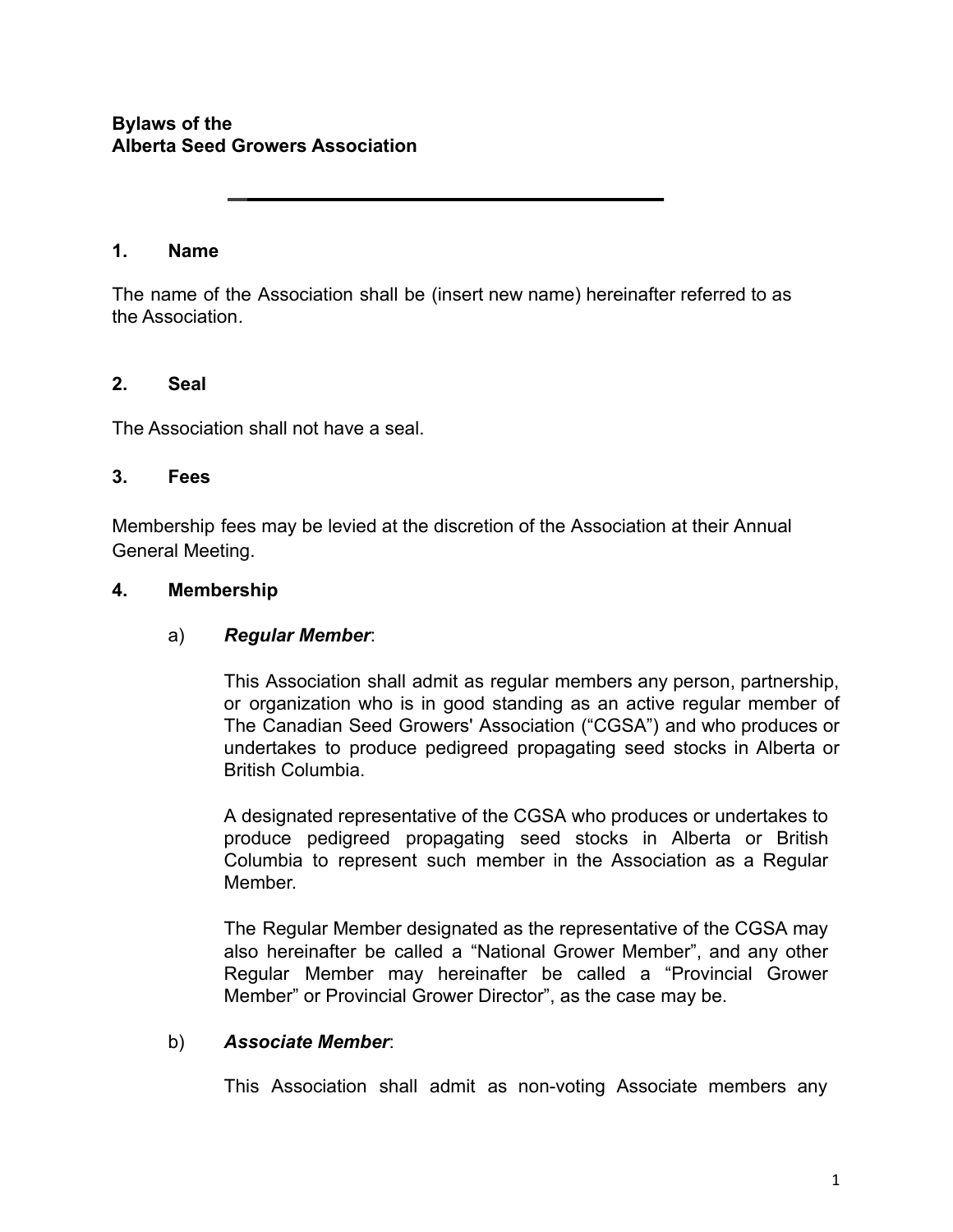**Bylaws of the**
**Alberta Seed Growers Association**

---

## 1. Name

The name of the Association shall be (insert new name) hereinafter referred to as the Association.

## 2. Seal

The Association shall not have a seal.

## 3. Fees

Membership fees may be levied at the discretion of the Association at their Annual General Meeting.

## 4. Membership

a) ***Regular Member***:

This Association shall admit as regular members any person, partnership, or organization who is in good standing as an active regular member of The Canadian Seed Growers' Association ("CGSA") and who produces or undertakes to produce pedigreed propagating seed stocks in Alberta or British Columbia.

A designated representative of the CGSA who produces or undertakes to produce pedigreed propagating seed stocks in Alberta or British Columbia to represent such member in the Association as a Regular Member.

The Regular Member designated as the representative of the CGSA may also hereinafter be called a "National Grower Member", and any other Regular Member may hereinafter be called a "Provincial Grower Member" or Provincial Grower Director", as the case may be.

b) ***Associate Member***:

This Association shall admit as non-voting Associate members any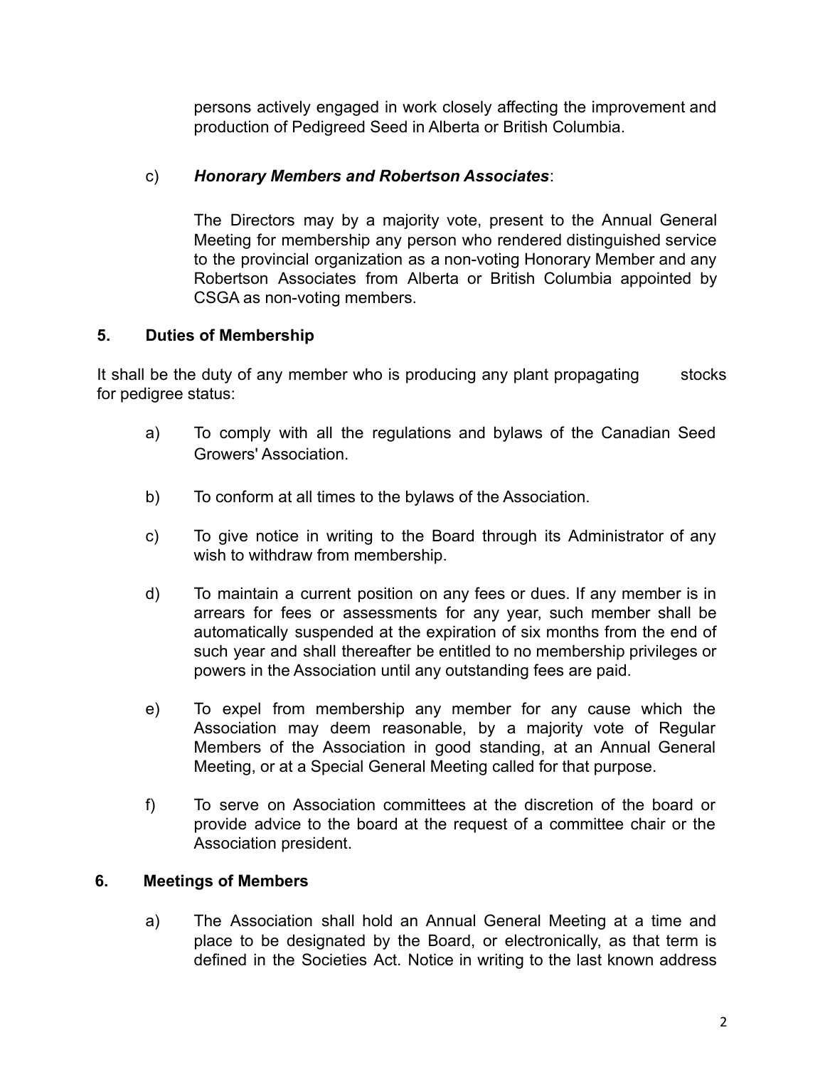persons actively engaged in work closely affecting the improvement and production of Pedigreed Seed in Alberta or British Columbia.

c) ***Honorary Members and Robertson Associates***:

The Directors may by a majority vote, present to the Annual General Meeting for membership any person who rendered distinguished service to the provincial organization as a non-voting Honorary Member and any Robertson Associates from Alberta or British Columbia appointed by CSGA as non-voting members.

## 5. Duties of Membership

It shall be the duty of any member who is producing any plant propagating stocks for pedigree status:

a) To comply with all the regulations and bylaws of the Canadian Seed Growers' Association.

b) To conform at all times to the bylaws of the Association.

c) To give notice in writing to the Board through its Administrator of any wish to withdraw from membership.

d) To maintain a current position on any fees or dues. If any member is in arrears for fees or assessments for any year, such member shall be automatically suspended at the expiration of six months from the end of such year and shall thereafter be entitled to no membership privileges or powers in the Association until any outstanding fees are paid.

e) To expel from membership any member for any cause which the Association may deem reasonable, by a majority vote of Regular Members of the Association in good standing, at an Annual General Meeting, or at a Special General Meeting called for that purpose.

f) To serve on Association committees at the discretion of the board or provide advice to the board at the request of a committee chair or the Association president.

## 6. Meetings of Members

a) The Association shall hold an Annual General Meeting at a time and place to be designated by the Board, or electronically, as that term is defined in the Societies Act. Notice in writing to the last known address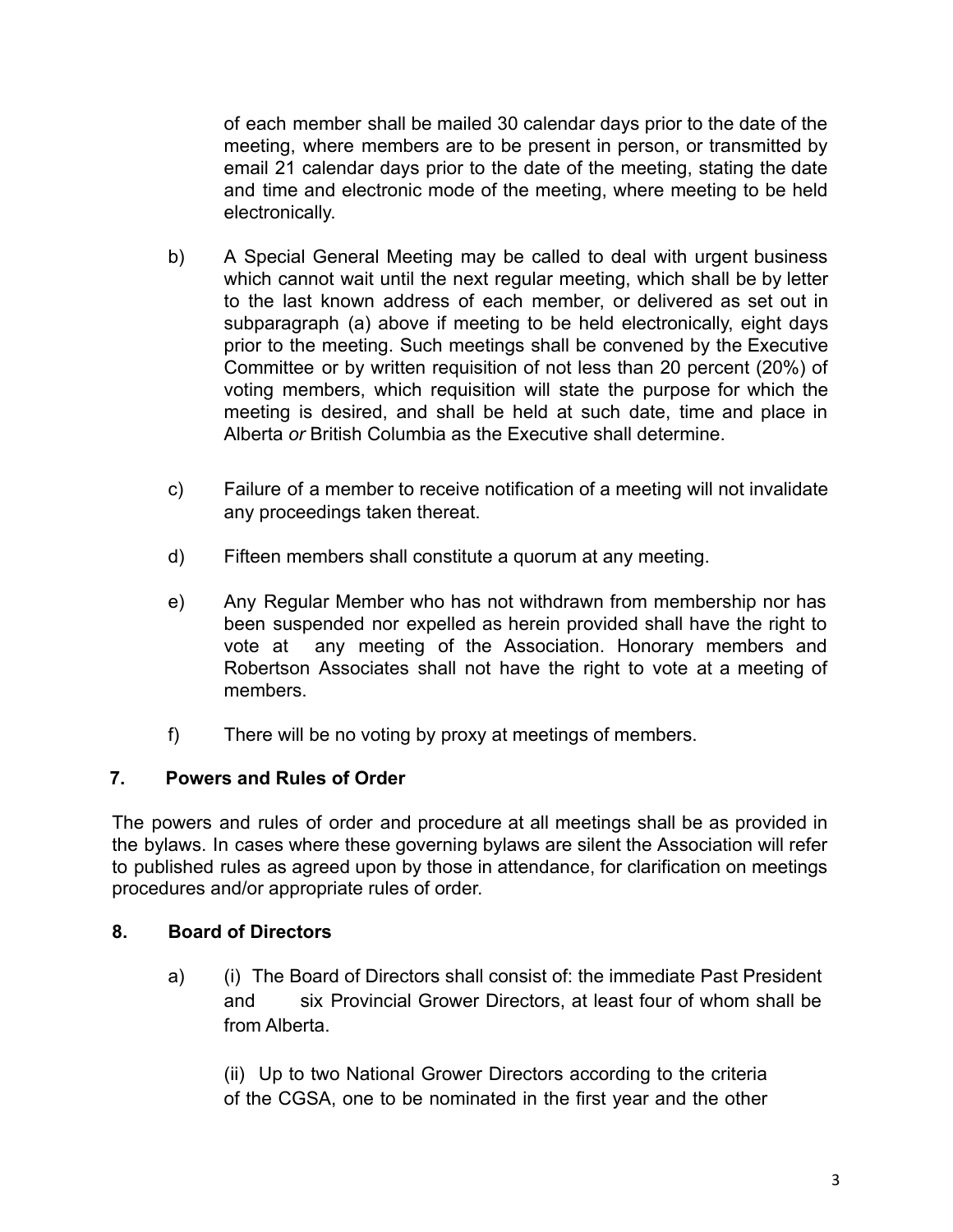of each member shall be mailed 30 calendar days prior to the date of the meeting, where members are to be present in person, or transmitted by email 21 calendar days prior to the date of the meeting, stating the date and time and electronic mode of the meeting, where meeting to be held electronically.

b) A Special General Meeting may be called to deal with urgent business which cannot wait until the next regular meeting, which shall be by letter to the last known address of each member, or delivered as set out in subparagraph (a) above if meeting to be held electronically, eight days prior to the meeting. Such meetings shall be convened by the Executive Committee or by written requisition of not less than 20 percent (20%) of voting members, which requisition will state the purpose for which the meeting is desired, and shall be held at such date, time and place in Alberta *or* British Columbia as the Executive shall determine.

c) Failure of a member to receive notification of a meeting will not invalidate any proceedings taken thereat.

d) Fifteen members shall constitute a quorum at any meeting.

e) Any Regular Member who has not withdrawn from membership nor has been suspended nor expelled as herein provided shall have the right to vote at any meeting of the Association. Honorary members and Robertson Associates shall not have the right to vote at a meeting of members.

f) There will be no voting by proxy at meetings of members.

## 7. Powers and Rules of Order

The powers and rules of order and procedure at all meetings shall be as provided in the bylaws. In cases where these governing bylaws are silent the Association will refer to published rules as agreed upon by those in attendance, for clarification on meetings procedures and/or appropriate rules of order.

## 8. Board of Directors

a) (i) The Board of Directors shall consist of: the immediate Past President and six Provincial Grower Directors, at least four of whom shall be from Alberta.

(ii) Up to two National Grower Directors according to the criteria of the CGSA, one to be nominated in the first year and the other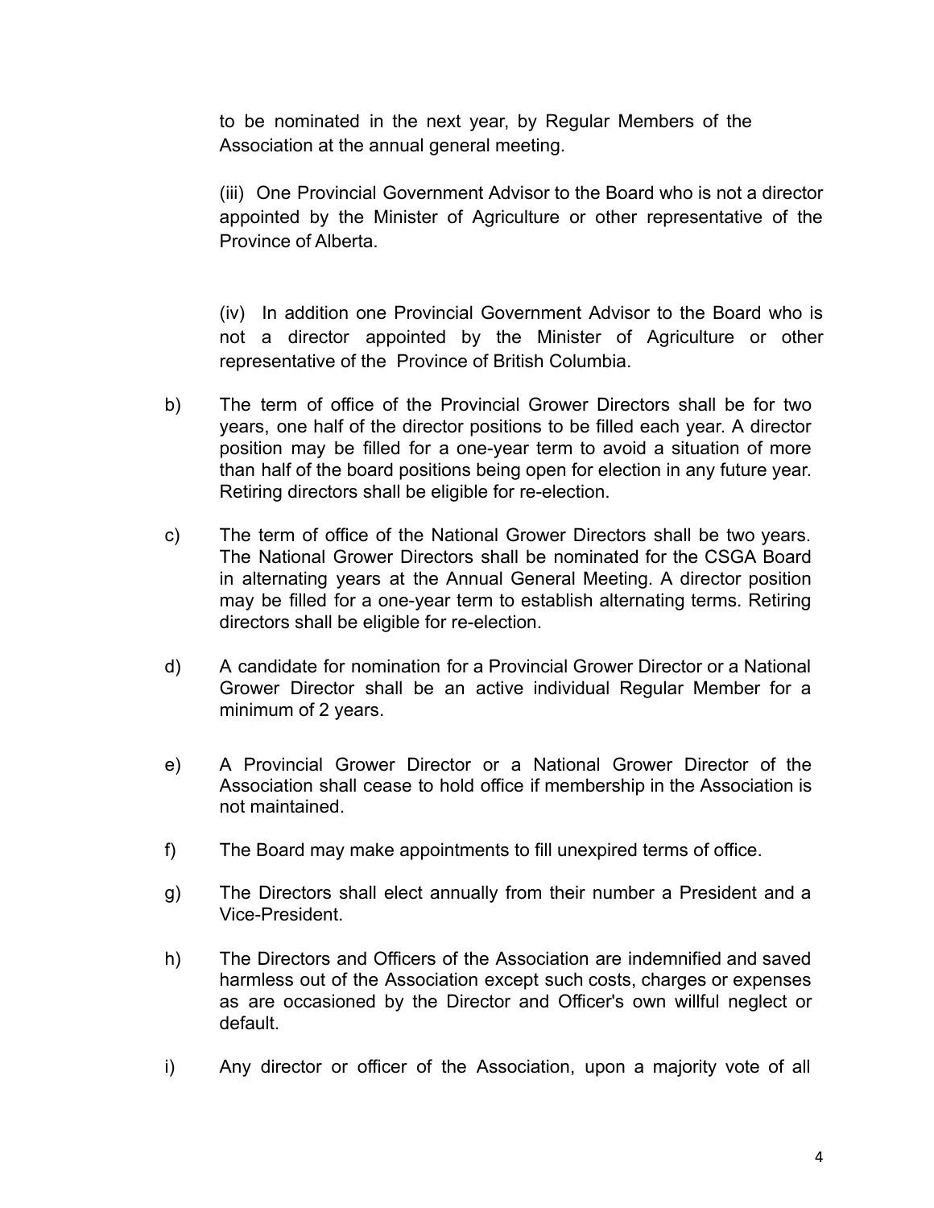to be nominated in the next year, by Regular Members of the Association at the annual general meeting.

(iii) One Provincial Government Advisor to the Board who is not a director appointed by the Minister of Agriculture or other representative of the Province of Alberta.

(iv) In addition one Provincial Government Advisor to the Board who is not a director appointed by the Minister of Agriculture or other representative of the Province of British Columbia.

b) The term of office of the Provincial Grower Directors shall be for two years, one half of the director positions to be filled each year. A director position may be filled for a one-year term to avoid a situation of more than half of the board positions being open for election in any future year. Retiring directors shall be eligible for re-election.

c) The term of office of the National Grower Directors shall be two years. The National Grower Directors shall be nominated for the CSGA Board in alternating years at the Annual General Meeting. A director position may be filled for a one-year term to establish alternating terms. Retiring directors shall be eligible for re-election.

d) A candidate for nomination for a Provincial Grower Director or a National Grower Director shall be an active individual Regular Member for a minimum of 2 years.

e) A Provincial Grower Director or a National Grower Director of the Association shall cease to hold office if membership in the Association is not maintained.

f) The Board may make appointments to fill unexpired terms of office.

g) The Directors shall elect annually from their number a President and a Vice-President.

h) The Directors and Officers of the Association are indemnified and saved harmless out of the Association except such costs, charges or expenses as are occasioned by the Director and Officer's own willful neglect or default.

i) Any director or officer of the Association, upon a majority vote of all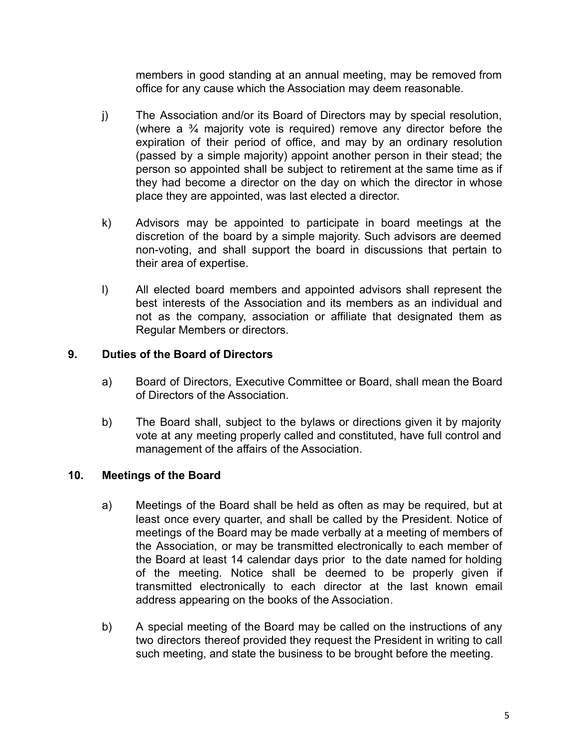members in good standing at an annual meeting, may be removed from office for any cause which the Association may deem reasonable.

j) The Association and/or its Board of Directors may by special resolution, (where a ¾ majority vote is required) remove any director before the expiration of their period of office, and may by an ordinary resolution (passed by a simple majority) appoint another person in their stead; the person so appointed shall be subject to retirement at the same time as if they had become a director on the day on which the director in whose place they are appointed, was last elected a director.

k) Advisors may be appointed to participate in board meetings at the discretion of the board by a simple majority. Such advisors are deemed non-voting, and shall support the board in discussions that pertain to their area of expertise.

l) All elected board members and appointed advisors shall represent the best interests of the Association and its members as an individual and not as the company, association or affiliate that designated them as Regular Members or directors.

## 9. Duties of the Board of Directors

a) Board of Directors, Executive Committee or Board, shall mean the Board of Directors of the Association.

b) The Board shall, subject to the bylaws or directions given it by majority vote at any meeting properly called and constituted, have full control and management of the affairs of the Association.

## 10. Meetings of the Board

a) Meetings of the Board shall be held as often as may be required, but at least once every quarter, and shall be called by the President. Notice of meetings of the Board may be made verbally at a meeting of members of the Association, or may be transmitted electronically to each member of the Board at least 14 calendar days prior to the date named for holding of the meeting. Notice shall be deemed to be properly given if transmitted electronically to each director at the last known email address appearing on the books of the Association.

b) A special meeting of the Board may be called on the instructions of any two directors thereof provided they request the President in writing to call such meeting, and state the business to be brought before the meeting.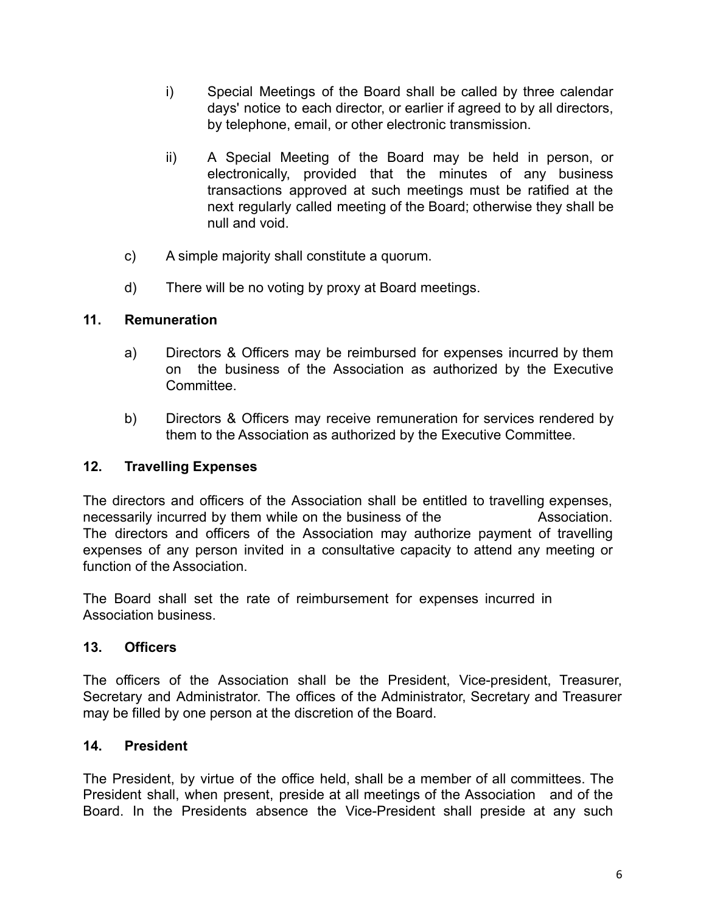i) Special Meetings of the Board shall be called by three calendar days' notice to each director, or earlier if agreed to by all directors, by telephone, email, or other electronic transmission.

ii) A Special Meeting of the Board may be held in person, or electronically, provided that the minutes of any business transactions approved at such meetings must be ratified at the next regularly called meeting of the Board; otherwise they shall be null and void.

c) A simple majority shall constitute a quorum.

d) There will be no voting by proxy at Board meetings.

## 11. Remuneration

a) Directors & Officers may be reimbursed for expenses incurred by them on the business of the Association as authorized by the Executive Committee.

b) Directors & Officers may receive remuneration for services rendered by them to the Association as authorized by the Executive Committee.

## 12. Travelling Expenses

The directors and officers of the Association shall be entitled to travelling expenses, necessarily incurred by them while on the business of the Association. The directors and officers of the Association may authorize payment of travelling expenses of any person invited in a consultative capacity to attend any meeting or function of the Association.

The Board shall set the rate of reimbursement for expenses incurred in Association business.

## 13. Officers

The officers of the Association shall be the President, Vice-president, Treasurer, Secretary and Administrator. The offices of the Administrator, Secretary and Treasurer may be filled by one person at the discretion of the Board.

## 14. President

The President, by virtue of the office held, shall be a member of all committees. The President shall, when present, preside at all meetings of the Association and of the Board. In the Presidents absence the Vice-President shall preside at any such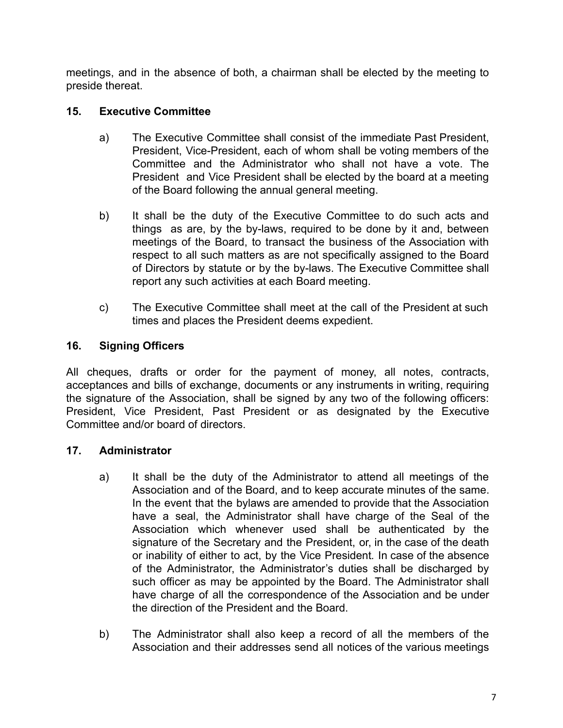meetings, and in the absence of both, a chairman shall be elected by the meeting to preside thereat.

## 15. Executive Committee

a) The Executive Committee shall consist of the immediate Past President, President, Vice-President, each of whom shall be voting members of the Committee and the Administrator who shall not have a vote. The President and Vice President shall be elected by the board at a meeting of the Board following the annual general meeting.

b) It shall be the duty of the Executive Committee to do such acts and things as are, by the by-laws, required to be done by it and, between meetings of the Board, to transact the business of the Association with respect to all such matters as are not specifically assigned to the Board of Directors by statute or by the by-laws. The Executive Committee shall report any such activities at each Board meeting.

c) The Executive Committee shall meet at the call of the President at such times and places the President deems expedient.

## 16. Signing Officers

All cheques, drafts or order for the payment of money, all notes, contracts, acceptances and bills of exchange, documents or any instruments in writing, requiring the signature of the Association, shall be signed by any two of the following officers: President, Vice President, Past President or as designated by the Executive Committee and/or board of directors.

## 17. Administrator

a) It shall be the duty of the Administrator to attend all meetings of the Association and of the Board, and to keep accurate minutes of the same. In the event that the bylaws are amended to provide that the Association have a seal, the Administrator shall have charge of the Seal of the Association which whenever used shall be authenticated by the signature of the Secretary and the President, or, in the case of the death or inability of either to act, by the Vice President. In case of the absence of the Administrator, the Administrator's duties shall be discharged by such officer as may be appointed by the Board. The Administrator shall have charge of all the correspondence of the Association and be under the direction of the President and the Board.

b) The Administrator shall also keep a record of all the members of the Association and their addresses send all notices of the various meetings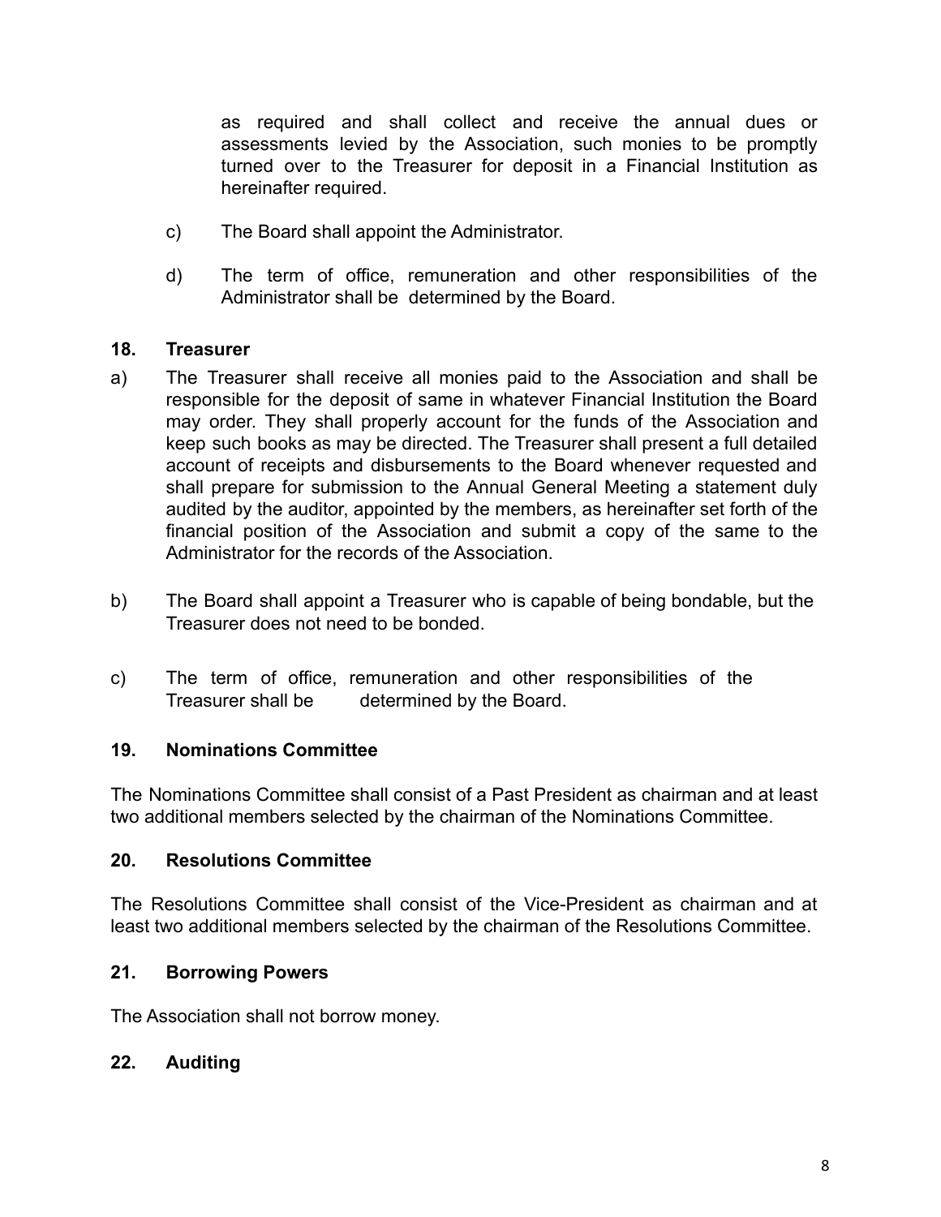as required and shall collect and receive the annual dues or assessments levied by the Association, such monies to be promptly turned over to the Treasurer for deposit in a Financial Institution as hereinafter required.

c) The Board shall appoint the Administrator.

d) The term of office, remuneration and other responsibilities of the Administrator shall be determined by the Board.

### 18. Treasurer

a) The Treasurer shall receive all monies paid to the Association and shall be responsible for the deposit of same in whatever Financial Institution the Board may order. They shall properly account for the funds of the Association and keep such books as may be directed. The Treasurer shall present a full detailed account of receipts and disbursements to the Board whenever requested and shall prepare for submission to the Annual General Meeting a statement duly audited by the auditor, appointed by the members, as hereinafter set forth of the financial position of the Association and submit a copy of the same to the Administrator for the records of the Association.

b) The Board shall appoint a Treasurer who is capable of being bondable, but the Treasurer does not need to be bonded.

c) The term of office, remuneration and other responsibilities of the Treasurer shall be determined by the Board.

### 19. Nominations Committee

The Nominations Committee shall consist of a Past President as chairman and at least two additional members selected by the chairman of the Nominations Committee.

### 20. Resolutions Committee

The Resolutions Committee shall consist of the Vice-President as chairman and at least two additional members selected by the chairman of the Resolutions Committee.

### 21. Borrowing Powers

The Association shall not borrow money.

### 22. Auditing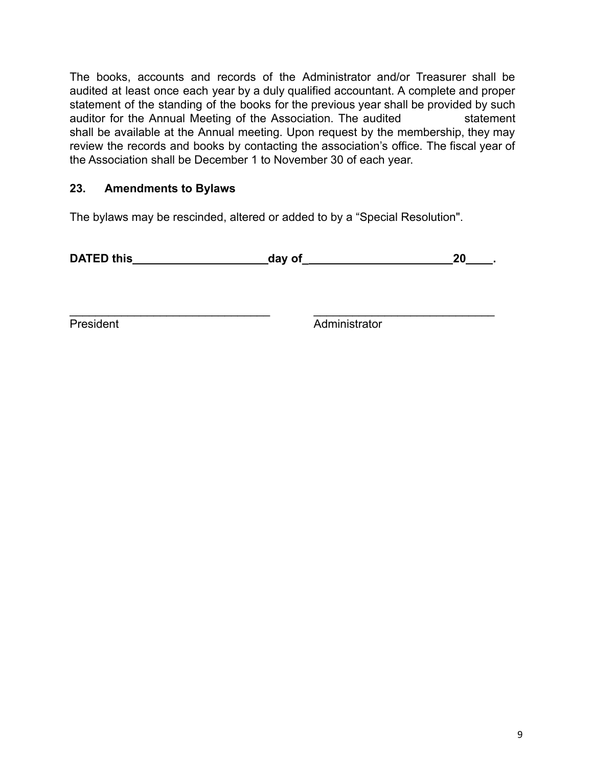The books, accounts and records of the Administrator and/or Treasurer shall be audited at least once each year by a duly qualified accountant. A complete and proper statement of the standing of the books for the previous year shall be provided by such auditor for the Annual Meeting of the Association. The audited statement shall be available at the Annual meeting. Upon request by the membership, they may review the records and books by contacting the association's office. The fiscal year of the Association shall be December 1 to November 30 of each year.

### 23. Amendments to Bylaws

The bylaws may be rescinded, altered or added to by a "Special Resolution".

**DATED this_____________________day of________________________20____.**

_______________________________ _____________________________

President Administrator